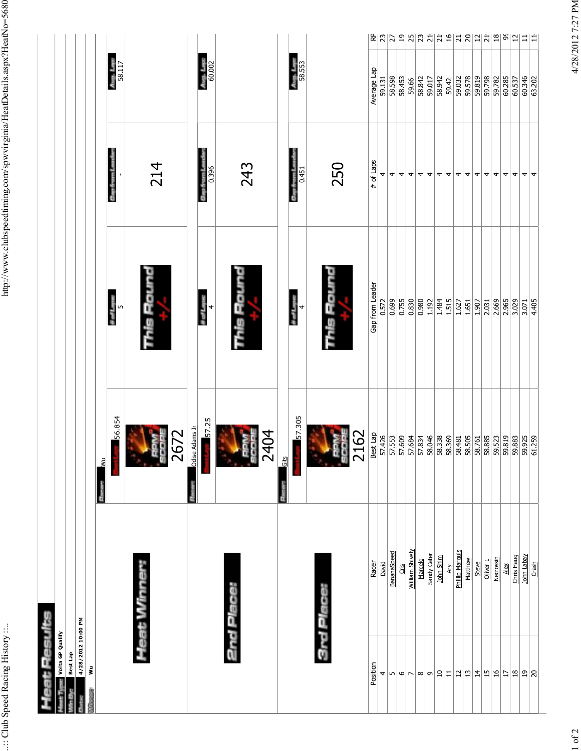# Heat Results

**Heat Type:** Volta GP Qualify

**Win By:** Best Lap

**Date:** 4/28/2012 10:00 PM

**Winner:** Wu

## Heat Winner:

| Racer: | # of Laps | Gap from Leader | Avg. Lap |
|---|---|---|---|
| Wu | 5 | - | 58.117 |

Best Lap: 56.854

RPM Score: 2672

This Round +/-: 214

## 2nd Place:

| Racer: | # of Laps | Gap from Leader | Avg. Lap |
|---|---|---|---|
| Odise Adams Jr | 4 | 0.396 | 60.002 |

Best Lap: 57.25

RPM Score: 2404

This Round +/-: 243

## 3rd Place:

| Racer: | # of Laps | Gap from Leader | Avg. Lap |
|---|---|---|---|
| Gits | 4 | 0.451 | 58.553 |

Best Lap: 57.305

RPM Score: 2162

This Round +/-: 250

| Position | Racer | Best Lap | Gap from Leader | # of Laps | Average Lap | RP |
|---|---|---|---|---|---|---|
| 4 | David | 57.426 | 0.572 | 4 | 59.131 | 23 |
| 5 | BananaSpeed | 57.553 | 0.699 | 4 | 58.598 | 27 |
| 6 | Cris | 57.609 | 0.755 | 4 | 58.453 | 19 |
| 7 | William Shively | 57.684 | 0.830 | 4 | 59.66 | 25 |
| 8 | Marcelo | 57.834 | 0.980 | 4 | 58.842 | 23 |
| 9 | Sandy Cater | 58.046 | 1.192 | 4 | 59.017 | 21 |
| 10 | John Shim | 58.338 | 1.484 | 4 | 58.942 | 21 |
| 11 | Ary | 58.369 | 1.515 | 4 | 59.42 | 16 |
| 12 | Phillip Marquis | 58.481 | 1.627 | 4 | 59.032 | 21 |
| 13 | Matthew | 58.505 | 1.651 | 4 | 59.578 | 20 |
| 14 | Steve | 58.761 | 1.907 | 4 | 59.819 | 12 |
| 15 | Oliver 1 | 58.885 | 2.031 | 4 | 59.798 | 21 |
| 16 | Necrossin | 59.523 | 2.669 | 4 | 59.782 | 18 |
| 17 | Alex | 59.819 | 2.965 | 4 | 60.285 | 9 |
| 18 | Chris Haug | 59.883 | 3.029 | 4 | 60.537 | 12 |
| 19 | John Labay | 59.925 | 3.071 | 4 | 60.346 | 11 |
| 20 | Crash | 61.259 | 4.405 | 4 | 63.202 | 11 |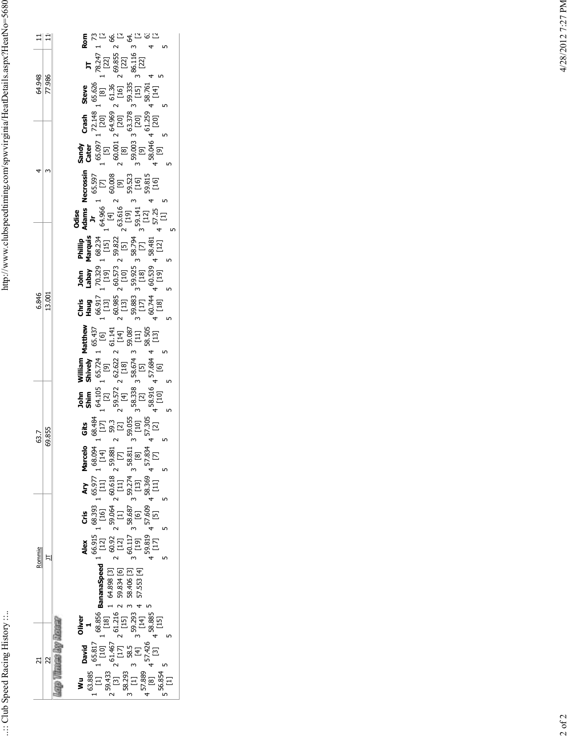| | | | | | | |
|---|---|---|---|---|---|---|
| 21 | Rommie | 63.7 | 6.846 | 4 | 64.948 | 11 |
| 22 | JT | 69.855 | 13.001 | 3 | 77.986 | 11 |

## Lap Times by Racer

| Lap | Wu | David | Oliver 1 | BananaSpeed | Alex | Cris | Ary | Marcelo | Gits | John Shim | William Shively | Matthew | Chris Haug | John Labay | Phillip Marquis | Odise Adams Jr | Necrossin | Sandy Cater | Crash | Steve | JT | Rom |
|---|---|---|---|---|---|---|---|---|---|---|---|---|---|---|---|---|---|---|---|---|---|---|
| 1 | 63.885 [1] | 65.817 [10] | 68.856 [18] | 64.898 [3] | 66.915 [12] | 68.393 [16] | 65.977 [11] | 68.094 [14] | 68.484 [17] | 64.105 [2] | 65.724 [9] | 65.437 [6] | 66.917 [13] | 70.329 [19] | 68.234 [15] | 64.966 [4] | 65.597 [7] | 65.097 [5] | 72.148 [20] | 65.626 [8] | 78.247 [22] | 73 [2 |
| 2 | 59.433 [3] | 61.467 [17] | 61.216 [15] | 59.834 [6] | 60.92 [12] | 59.064 [1] | 60.618 [11] | 59.881 [7] | 59.3 [2] | 59.572 [4] | 62.622 [18] | 61.141 [14] | 60.985 [13] | 60.573 [10] | 59.822 [5] | 63.616 [19] | 60.008 [9] | 60.001 [8] | 64.969 [20] | 61.36 [16] | 69.855 [22] | 66. [2 |
| 3 | 58.293 [1] | 58.5 [4] | 59.293 [14] | 58.406 [3] | 60.117 [19] | 58.687 [6] | 59.274 [13] | 58.811 [8] | 59.055 [10] | 58.338 [2] | 58.674 [5] | 59.087 [11] | 59.883 [17] | 59.925 [18] | 58.794 [7] | 59.141 [12] | 59.523 [16] | 59.003 [9] | 63.378 [20] | 59.335 [15] | 86.116 [22] | 64. [2 |
| 4 | 57.889 [8] | 57.426 [3] | 58.885 [15] | 57.553 [4] | 59.819 [17] | 57.609 [5] | 58.369 [11] | 57.834 [7] | 57.305 [2] | 58.916 [10] | 57.684 [6] | 58.505 [13] | 60.744 [18] | 60.539 [19] | 58.481 [12] | 57.25 [1] | 59.815 [16] | 58.046 [9] | 61.259 [20] | 58.761 [14] | | 63 [2 |
| 5 | 56.854 [1] | | | | | | | | | | | | | | | | | | | | | |